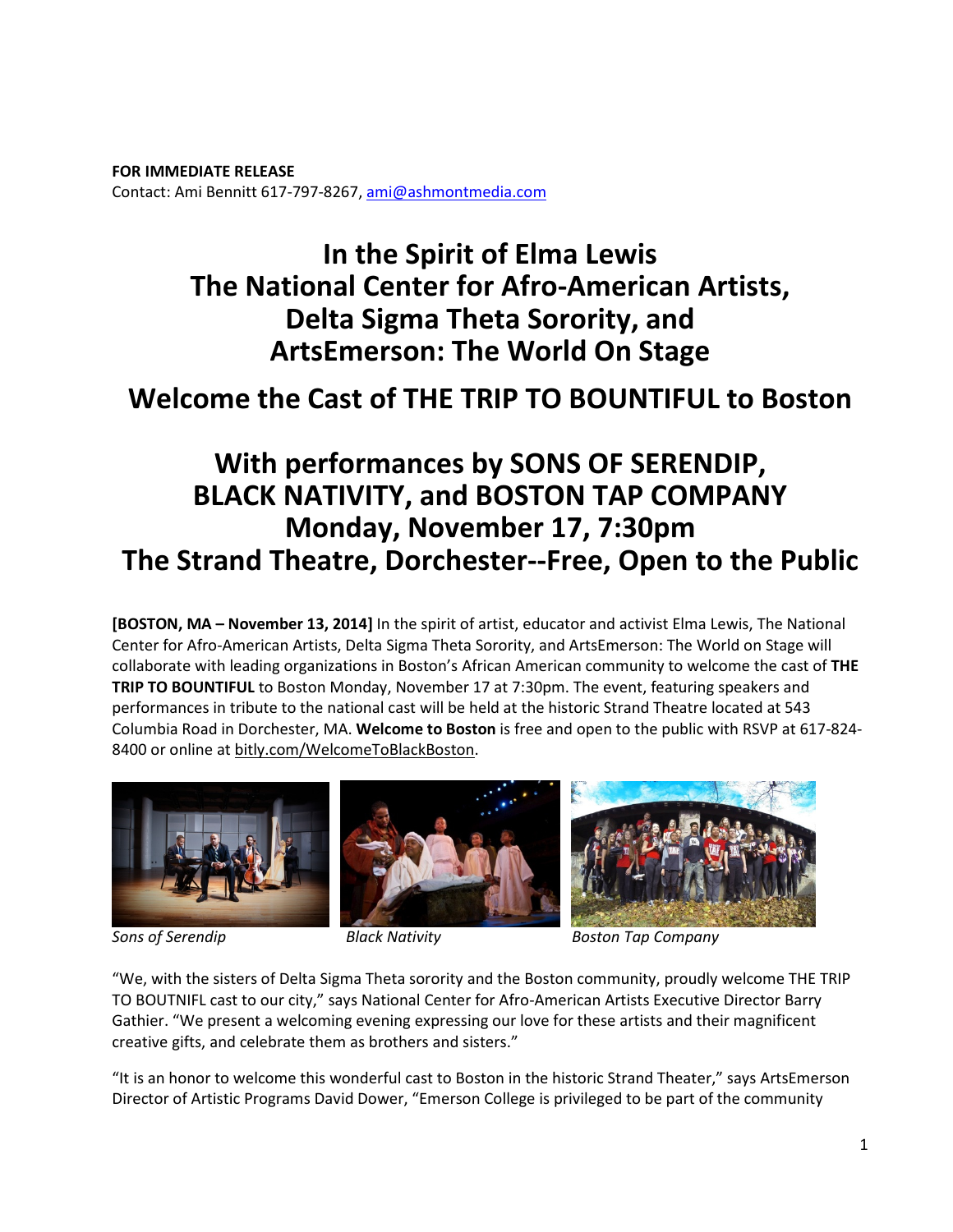**FOR IMMEDIATE RELEASE**
Contact: Ami Bennitt 617-797-8267, ami@ashmontmedia.com

# In the Spirit of Elma Lewis The National Center for Afro-American Artists, Delta Sigma Theta Sorority, and ArtsEmerson: The World On Stage

## Welcome the Cast of THE TRIP TO BOUNTIFUL to Boston

## With performances by SONS OF SERENDIP, BLACK NATIVITY, and BOSTON TAP COMPANY Monday, November 17, 7:30pm The Strand Theatre, Dorchester--Free, Open to the Public

**[BOSTON, MA – November 13, 2014]** In the spirit of artist, educator and activist Elma Lewis, The National Center for Afro-American Artists, Delta Sigma Theta Sorority, and ArtsEmerson: The World on Stage will collaborate with leading organizations in Boston's African American community to welcome the cast of **THE TRIP TO BOUNTIFUL** to Boston Monday, November 17 at 7:30pm. The event, featuring speakers and performances in tribute to the national cast will be held at the historic Strand Theatre located at 543 Columbia Road in Dorchester, MA. **Welcome to Boston** is free and open to the public with RSVP at 617-824-8400 or online at bitly.com/WelcomeToBlackBoston.

*Sons of Serendip* *Black Nativity* *Boston Tap Company*

"We, with the sisters of Delta Sigma Theta sorority and the Boston community, proudly welcome THE TRIP TO BOUTNIFL cast to our city," says National Center for Afro-American Artists Executive Director Barry Gathier. "We present a welcoming evening expressing our love for these artists and their magnificent creative gifts, and celebrate them as brothers and sisters."

"It is an honor to welcome this wonderful cast to Boston in the historic Strand Theater," says ArtsEmerson Director of Artistic Programs David Dower, "Emerson College is privileged to be part of the community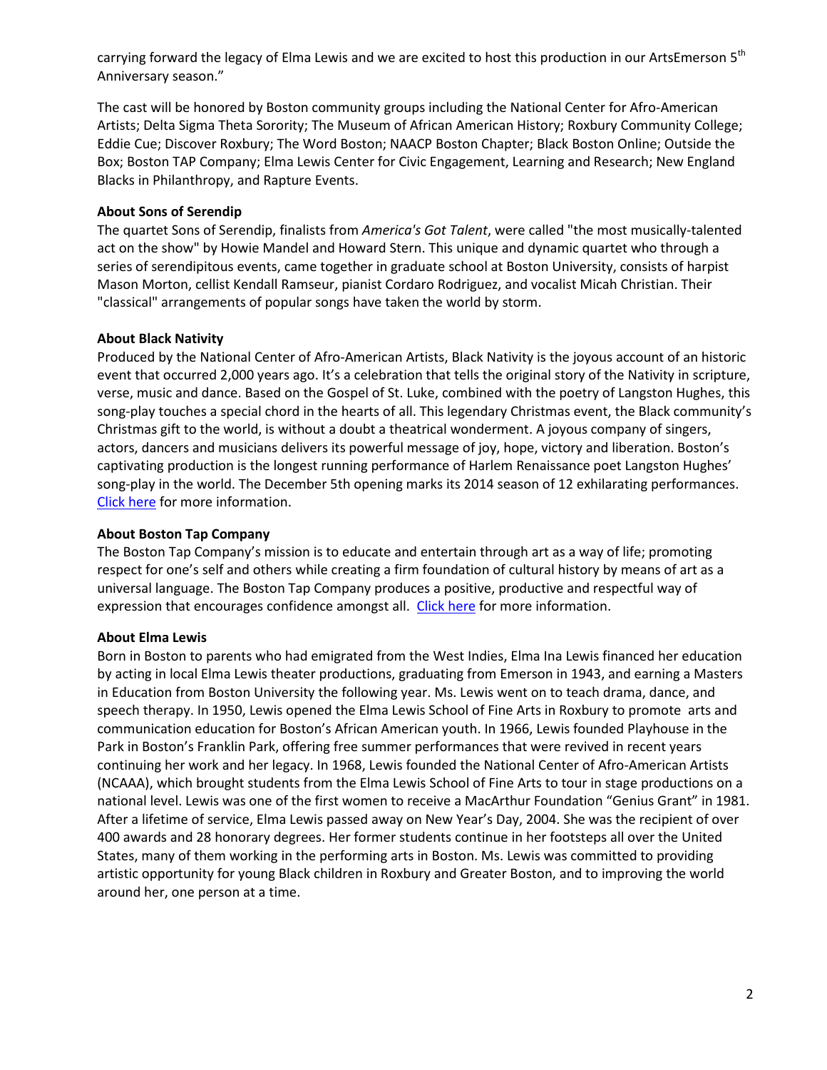carrying forward the legacy of Elma Lewis and we are excited to host this production in our ArtsEmerson 5th Anniversary season."

The cast will be honored by Boston community groups including the National Center for Afro-American Artists; Delta Sigma Theta Sorority; The Museum of African American History; Roxbury Community College; Eddie Cue; Discover Roxbury; The Word Boston; NAACP Boston Chapter; Black Boston Online; Outside the Box; Boston TAP Company; Elma Lewis Center for Civic Engagement, Learning and Research; New England Blacks in Philanthropy, and Rapture Events.

**About Sons of Serendip**

The quartet Sons of Serendip, finalists from *America's Got Talent*, were called "the most musically-talented act on the show" by Howie Mandel and Howard Stern. This unique and dynamic quartet who through a series of serendipitous events, came together in graduate school at Boston University, consists of harpist Mason Morton, cellist Kendall Ramseur, pianist Cordaro Rodriguez, and vocalist Micah Christian. Their "classical" arrangements of popular songs have taken the world by storm.

**About Black Nativity**

Produced by the National Center of Afro-American Artists, Black Nativity is the joyous account of an historic event that occurred 2,000 years ago. It's a celebration that tells the original story of the Nativity in scripture, verse, music and dance. Based on the Gospel of St. Luke, combined with the poetry of Langston Hughes, this song-play touches a special chord in the hearts of all. This legendary Christmas event, the Black community's Christmas gift to the world, is without a doubt a theatrical wonderment. A joyous company of singers, actors, dancers and musicians delivers its powerful message of joy, hope, victory and liberation. Boston's captivating production is the longest running performance of Harlem Renaissance poet Langston Hughes' song-play in the world. The December 5th opening marks its 2014 season of 12 exhilarating performances. Click here for more information.

**About Boston Tap Company**

The Boston Tap Company's mission is to educate and entertain through art as a way of life; promoting respect for one's self and others while creating a firm foundation of cultural history by means of art as a universal language. The Boston Tap Company produces a positive, productive and respectful way of expression that encourages confidence amongst all. Click here for more information.

**About Elma Lewis**

Born in Boston to parents who had emigrated from the West Indies, Elma Ina Lewis financed her education by acting in local Elma Lewis theater productions, graduating from Emerson in 1943, and earning a Masters in Education from Boston University the following year. Ms. Lewis went on to teach drama, dance, and speech therapy. In 1950, Lewis opened the Elma Lewis School of Fine Arts in Roxbury to promote arts and communication education for Boston's African American youth. In 1966, Lewis founded Playhouse in the Park in Boston's Franklin Park, offering free summer performances that were revived in recent years continuing her work and her legacy. In 1968, Lewis founded the National Center of Afro-American Artists (NCAAA), which brought students from the Elma Lewis School of Fine Arts to tour in stage productions on a national level. Lewis was one of the first women to receive a MacArthur Foundation "Genius Grant" in 1981. After a lifetime of service, Elma Lewis passed away on New Year's Day, 2004. She was the recipient of over 400 awards and 28 honorary degrees. Her former students continue in her footsteps all over the United States, many of them working in the performing arts in Boston. Ms. Lewis was committed to providing artistic opportunity for young Black children in Roxbury and Greater Boston, and to improving the world around her, one person at a time.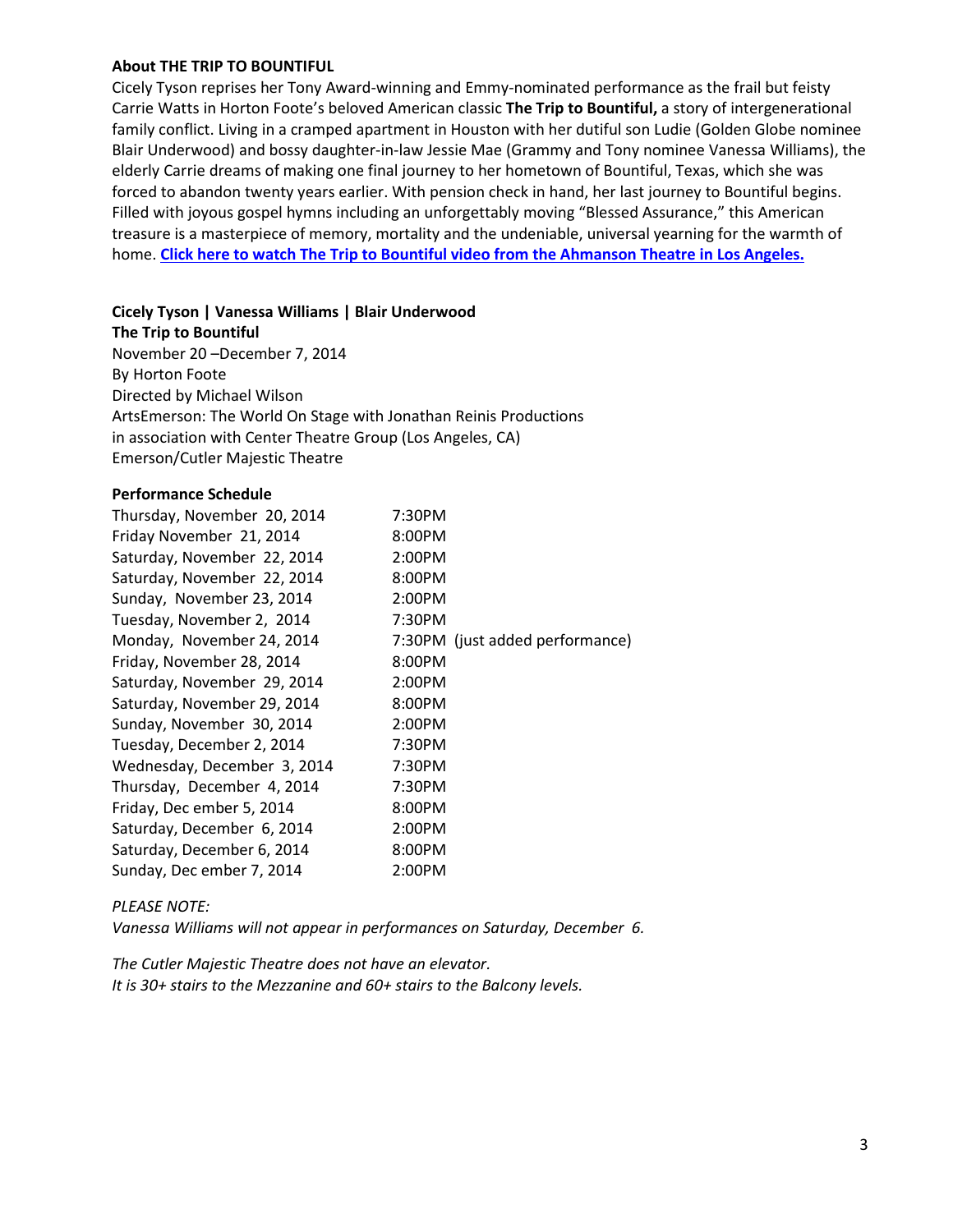**About THE TRIP TO BOUNTIFUL**

Cicely Tyson reprises her Tony Award-winning and Emmy-nominated performance as the frail but feisty Carrie Watts in Horton Foote's beloved American classic **The Trip to Bountiful,** a story of intergenerational family conflict. Living in a cramped apartment in Houston with her dutiful son Ludie (Golden Globe nominee Blair Underwood) and bossy daughter-in-law Jessie Mae (Grammy and Tony nominee Vanessa Williams), the elderly Carrie dreams of making one final journey to her hometown of Bountiful, Texas, which she was forced to abandon twenty years earlier. With pension check in hand, her last journey to Bountiful begins. Filled with joyous gospel hymns including an unforgettably moving "Blessed Assurance," this American treasure is a masterpiece of memory, mortality and the undeniable, universal yearning for the warmth of home. **Click here to watch The Trip to Bountiful video from the Ahmanson Theatre in Los Angeles.**

**Cicely Tyson | Vanessa Williams | Blair Underwood**
**The Trip to Bountiful**
November 20 –December 7, 2014
By Horton Foote
Directed by Michael Wilson
ArtsEmerson: The World On Stage with Jonathan Reinis Productions
in association with Center Theatre Group (Los Angeles, CA)
Emerson/Cutler Majestic Theatre

**Performance Schedule**

| | |
|---|---|
| Thursday, November 20, 2014 | 7:30PM |
| Friday November 21, 2014 | 8:00PM |
| Saturday, November 22, 2014 | 2:00PM |
| Saturday, November 22, 2014 | 8:00PM |
| Sunday, November 23, 2014 | 2:00PM |
| Tuesday, November 2, 2014 | 7:30PM |
| Monday, November 24, 2014 | 7:30PM (just added performance) |
| Friday, November 28, 2014 | 8:00PM |
| Saturday, November 29, 2014 | 2:00PM |
| Saturday, November 29, 2014 | 8:00PM |
| Sunday, November 30, 2014 | 2:00PM |
| Tuesday, December 2, 2014 | 7:30PM |
| Wednesday, December 3, 2014 | 7:30PM |
| Thursday, December 4, 2014 | 7:30PM |
| Friday, Dec ember 5, 2014 | 8:00PM |
| Saturday, December 6, 2014 | 2:00PM |
| Saturday, December 6, 2014 | 8:00PM |
| Sunday, Dec ember 7, 2014 | 2:00PM |

*PLEASE NOTE:*
*Vanessa Williams will not appear in performances on Saturday, December 6.*

*The Cutler Majestic Theatre does not have an elevator.*
*It is 30+ stairs to the Mezzanine and 60+ stairs to the Balcony levels.*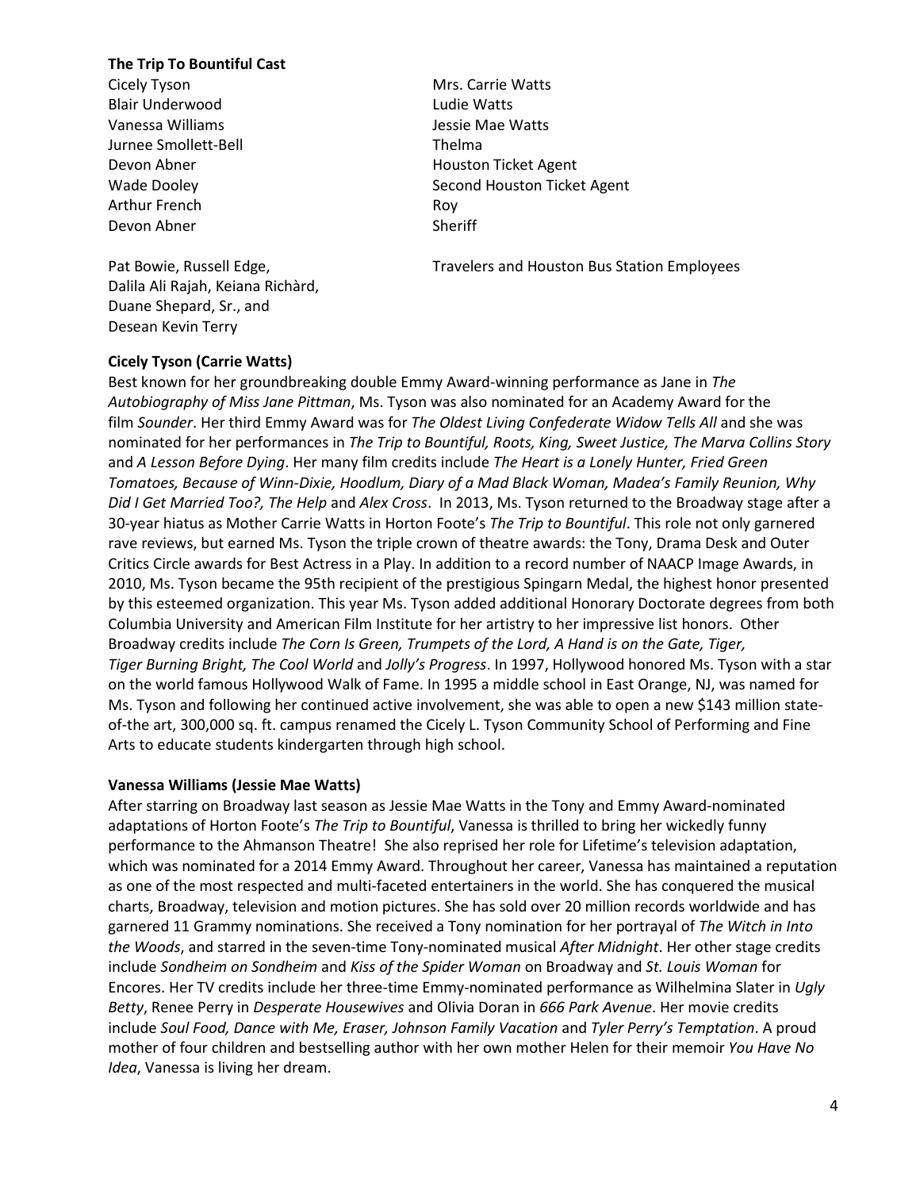**The Trip To Bountiful Cast**

| | |
|---|---|
| Cicely Tyson | Mrs. Carrie Watts |
| Blair Underwood | Ludie Watts |
| Vanessa Williams | Jessie Mae Watts |
| Jurnee Smollett-Bell | Thelma |
| Devon Abner | Houston Ticket Agent |
| Wade Dooley | Second Houston Ticket Agent |
| Arthur French | Roy |
| Devon Abner | Sheriff |
| Pat Bowie, Russell Edge, Dalila Ali Rajah, Keiana Richàrd, Duane Shepard, Sr., and Desean Kevin Terry | Travelers and Houston Bus Station Employees |

**Cicely Tyson (Carrie Watts)**

Best known for her groundbreaking double Emmy Award-winning performance as Jane in *The Autobiography of Miss Jane Pittman*, Ms. Tyson was also nominated for an Academy Award for the film *Sounder*. Her third Emmy Award was for *The Oldest Living Confederate Widow Tells All* and she was nominated for her performances in *The Trip to Bountiful, Roots, King, Sweet Justice, The Marva Collins Story* and *A Lesson Before Dying*. Her many film credits include *The Heart is a Lonely Hunter, Fried Green Tomatoes, Because of Winn-Dixie, Hoodlum, Diary of a Mad Black Woman, Madea's Family Reunion, Why Did I Get Married Too?, The Help* and *Alex Cross*. In 2013, Ms. Tyson returned to the Broadway stage after a 30-year hiatus as Mother Carrie Watts in Horton Foote's *The Trip to Bountiful*. This role not only garnered rave reviews, but earned Ms. Tyson the triple crown of theatre awards: the Tony, Drama Desk and Outer Critics Circle awards for Best Actress in a Play. In addition to a record number of NAACP Image Awards, in 2010, Ms. Tyson became the 95th recipient of the prestigious Spingarn Medal, the highest honor presented by this esteemed organization. This year Ms. Tyson added additional Honorary Doctorate degrees from both Columbia University and American Film Institute for her artistry to her impressive list honors. Other Broadway credits include *The Corn Is Green, Trumpets of the Lord, A Hand is on the Gate, Tiger, Tiger Burning Bright, The Cool World* and *Jolly's Progress*. In 1997, Hollywood honored Ms. Tyson with a star on the world famous Hollywood Walk of Fame. In 1995 a middle school in East Orange, NJ, was named for Ms. Tyson and following her continued active involvement, she was able to open a new $143 million state-of-the art, 300,000 sq. ft. campus renamed the Cicely L. Tyson Community School of Performing and Fine Arts to educate students kindergarten through high school.

**Vanessa Williams (Jessie Mae Watts)**

After starring on Broadway last season as Jessie Mae Watts in the Tony and Emmy Award-nominated adaptations of Horton Foote's *The Trip to Bountiful*, Vanessa is thrilled to bring her wickedly funny performance to the Ahmanson Theatre! She also reprised her role for Lifetime's television adaptation, which was nominated for a 2014 Emmy Award. Throughout her career, Vanessa has maintained a reputation as one of the most respected and multi-faceted entertainers in the world. She has conquered the musical charts, Broadway, television and motion pictures. She has sold over 20 million records worldwide and has garnered 11 Grammy nominations. She received a Tony nomination for her portrayal of *The Witch in Into the Woods*, and starred in the seven-time Tony-nominated musical *After Midnight*. Her other stage credits include *Sondheim on Sondheim* and *Kiss of the Spider Woman* on Broadway and *St. Louis Woman* for Encores. Her TV credits include her three-time Emmy-nominated performance as Wilhelmina Slater in *Ugly Betty*, Renee Perry in *Desperate Housewives* and Olivia Doran in *666 Park Avenue*. Her movie credits include *Soul Food, Dance with Me, Eraser, Johnson Family Vacation* and *Tyler Perry's Temptation*. A proud mother of four children and bestselling author with her own mother Helen for their memoir *You Have No Idea*, Vanessa is living her dream.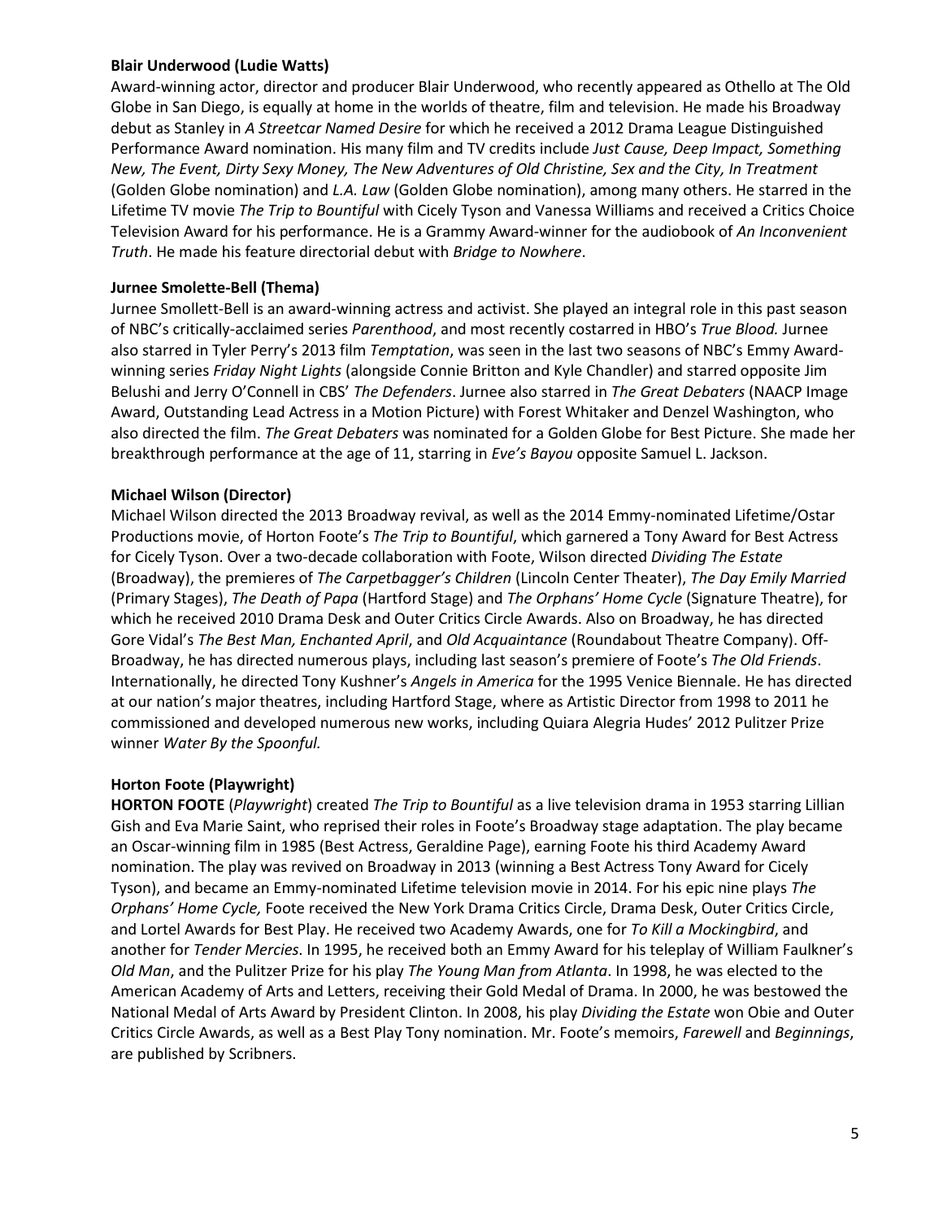**Blair Underwood (Ludie Watts)**

Award-winning actor, director and producer Blair Underwood, who recently appeared as Othello at The Old Globe in San Diego, is equally at home in the worlds of theatre, film and television. He made his Broadway debut as Stanley in *A Streetcar Named Desire* for which he received a 2012 Drama League Distinguished Performance Award nomination. His many film and TV credits include *Just Cause, Deep Impact, Something New, The Event, Dirty Sexy Money, The New Adventures of Old Christine, Sex and the City, In Treatment* (Golden Globe nomination) and *L.A. Law* (Golden Globe nomination), among many others. He starred in the Lifetime TV movie *The Trip to Bountiful* with Cicely Tyson and Vanessa Williams and received a Critics Choice Television Award for his performance. He is a Grammy Award-winner for the audiobook of *An Inconvenient Truth*. He made his feature directorial debut with *Bridge to Nowhere*.

**Jurnee Smolette-Bell (Thema)**

Jurnee Smollett-Bell is an award-winning actress and activist. She played an integral role in this past season of NBC's critically-acclaimed series *Parenthood*, and most recently costarred in HBO's *True Blood.* Jurnee also starred in Tyler Perry's 2013 film *Temptation*, was seen in the last two seasons of NBC's Emmy Award-winning series *Friday Night Lights* (alongside Connie Britton and Kyle Chandler) and starred opposite Jim Belushi and Jerry O'Connell in CBS' *The Defenders*. Jurnee also starred in *The Great Debaters* (NAACP Image Award, Outstanding Lead Actress in a Motion Picture) with Forest Whitaker and Denzel Washington, who also directed the film. *The Great Debaters* was nominated for a Golden Globe for Best Picture. She made her breakthrough performance at the age of 11, starring in *Eve's Bayou* opposite Samuel L. Jackson.

**Michael Wilson (Director)**

Michael Wilson directed the 2013 Broadway revival, as well as the 2014 Emmy-nominated Lifetime/Ostar Productions movie, of Horton Foote's *The Trip to Bountiful*, which garnered a Tony Award for Best Actress for Cicely Tyson. Over a two-decade collaboration with Foote, Wilson directed *Dividing The Estate* (Broadway), the premieres of *The Carpetbagger's Children* (Lincoln Center Theater), *The Day Emily Married* (Primary Stages), *The Death of Papa* (Hartford Stage) and *The Orphans' Home Cycle* (Signature Theatre), for which he received 2010 Drama Desk and Outer Critics Circle Awards. Also on Broadway, he has directed Gore Vidal's *The Best Man, Enchanted April*, and *Old Acquaintance* (Roundabout Theatre Company). Off-Broadway, he has directed numerous plays, including last season's premiere of Foote's *The Old Friends*. Internationally, he directed Tony Kushner's *Angels in America* for the 1995 Venice Biennale. He has directed at our nation's major theatres, including Hartford Stage, where as Artistic Director from 1998 to 2011 he commissioned and developed numerous new works, including Quiara Alegria Hudes' 2012 Pulitzer Prize winner *Water By the Spoonful.*

**Horton Foote (Playwright)**

**HORTON FOOTE** (*Playwright*) created *The Trip to Bountiful* as a live television drama in 1953 starring Lillian Gish and Eva Marie Saint, who reprised their roles in Foote's Broadway stage adaptation. The play became an Oscar-winning film in 1985 (Best Actress, Geraldine Page), earning Foote his third Academy Award nomination. The play was revived on Broadway in 2013 (winning a Best Actress Tony Award for Cicely Tyson), and became an Emmy-nominated Lifetime television movie in 2014. For his epic nine plays *The Orphans' Home Cycle,* Foote received the New York Drama Critics Circle, Drama Desk, Outer Critics Circle, and Lortel Awards for Best Play. He received two Academy Awards, one for *To Kill a Mockingbird*, and another for *Tender Mercies*. In 1995, he received both an Emmy Award for his teleplay of William Faulkner's *Old Man*, and the Pulitzer Prize for his play *The Young Man from Atlanta*. In 1998, he was elected to the American Academy of Arts and Letters, receiving their Gold Medal of Drama. In 2000, he was bestowed the National Medal of Arts Award by President Clinton. In 2008, his play *Dividing the Estate* won Obie and Outer Critics Circle Awards, as well as a Best Play Tony nomination. Mr. Foote's memoirs, *Farewell* and *Beginnings*, are published by Scribners.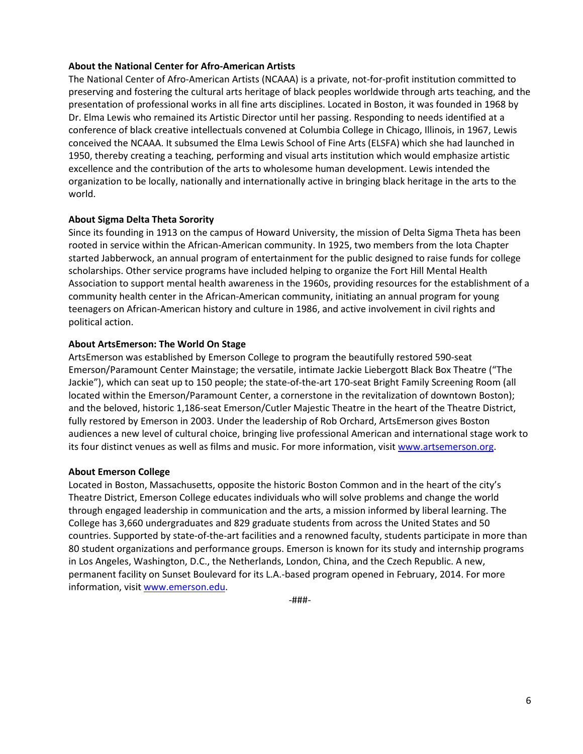**About the National Center for Afro-American Artists**

The National Center of Afro-American Artists (NCAAA) is a private, not-for-profit institution committed to preserving and fostering the cultural arts heritage of black peoples worldwide through arts teaching, and the presentation of professional works in all fine arts disciplines. Located in Boston, it was founded in 1968 by Dr. Elma Lewis who remained its Artistic Director until her passing. Responding to needs identified at a conference of black creative intellectuals convened at Columbia College in Chicago, Illinois, in 1967, Lewis conceived the NCAAA. It subsumed the Elma Lewis School of Fine Arts (ELSFA) which she had launched in 1950, thereby creating a teaching, performing and visual arts institution which would emphasize artistic excellence and the contribution of the arts to wholesome human development. Lewis intended the organization to be locally, nationally and internationally active in bringing black heritage in the arts to the world.

**About Sigma Delta Theta Sorority**

Since its founding in 1913 on the campus of Howard University, the mission of Delta Sigma Theta has been rooted in service within the African-American community. In 1925, two members from the Iota Chapter started Jabberwock, an annual program of entertainment for the public designed to raise funds for college scholarships. Other service programs have included helping to organize the Fort Hill Mental Health Association to support mental health awareness in the 1960s, providing resources for the establishment of a community health center in the African-American community, initiating an annual program for young teenagers on African-American history and culture in 1986, and active involvement in civil rights and political action.

**About ArtsEmerson: The World On Stage**

ArtsEmerson was established by Emerson College to program the beautifully restored 590-seat Emerson/Paramount Center Mainstage; the versatile, intimate Jackie Liebergott Black Box Theatre ("The Jackie"), which can seat up to 150 people; the state-of-the-art 170-seat Bright Family Screening Room (all located within the Emerson/Paramount Center, a cornerstone in the revitalization of downtown Boston); and the beloved, historic 1,186-seat Emerson/Cutler Majestic Theatre in the heart of the Theatre District, fully restored by Emerson in 2003. Under the leadership of Rob Orchard, ArtsEmerson gives Boston audiences a new level of cultural choice, bringing live professional American and international stage work to its four distinct venues as well as films and music. For more information, visit www.artsemerson.org.

**About Emerson College**

Located in Boston, Massachusetts, opposite the historic Boston Common and in the heart of the city's Theatre District, Emerson College educates individuals who will solve problems and change the world through engaged leadership in communication and the arts, a mission informed by liberal learning. The College has 3,660 undergraduates and 829 graduate students from across the United States and 50 countries. Supported by state-of-the-art facilities and a renowned faculty, students participate in more than 80 student organizations and performance groups. Emerson is known for its study and internship programs in Los Angeles, Washington, D.C., the Netherlands, London, China, and the Czech Republic. A new, permanent facility on Sunset Boulevard for its L.A.-based program opened in February, 2014. For more information, visit www.emerson.edu.

-###-